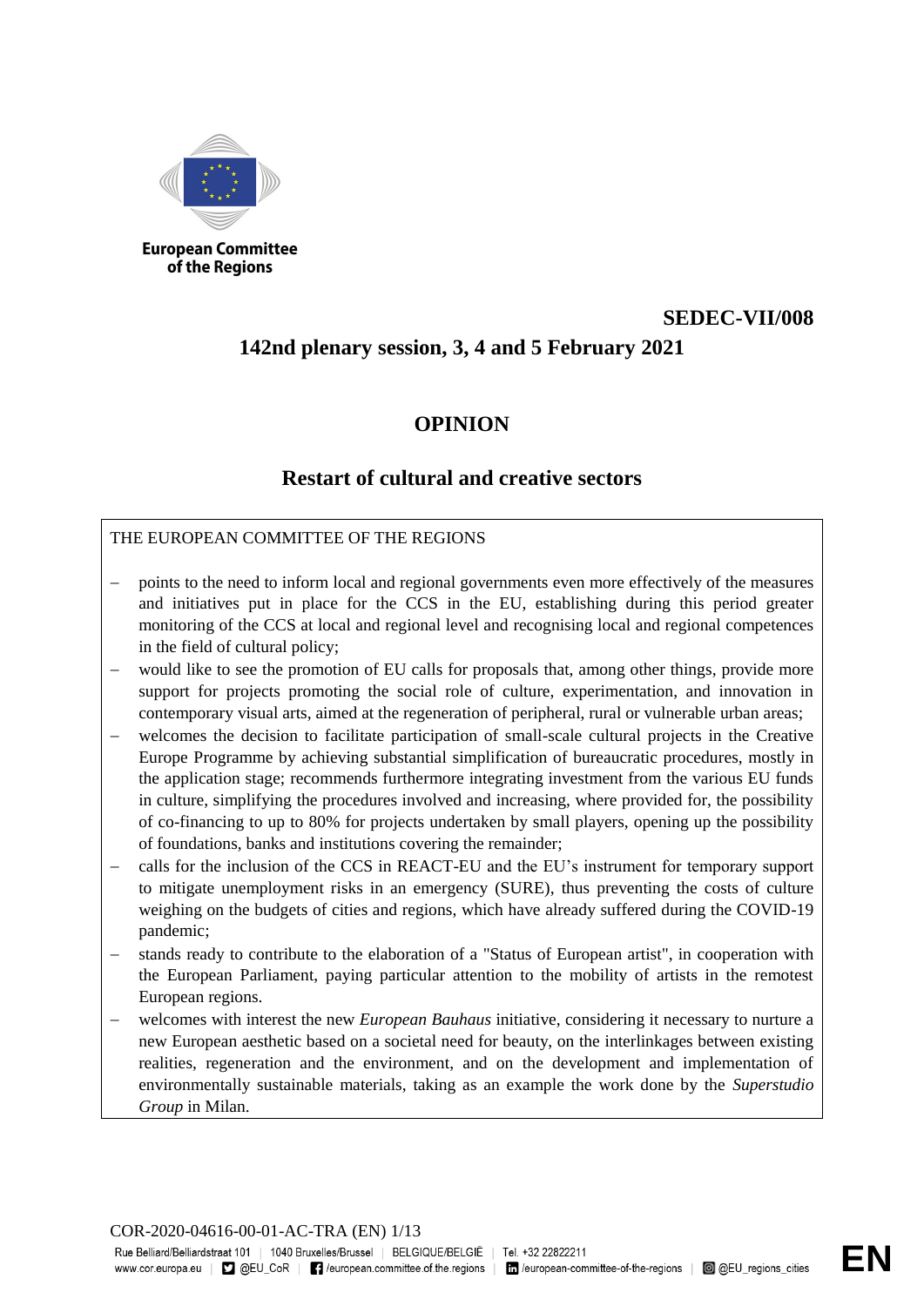European Committee of the Regions

**SEDEC-VII/008**

**142nd plenary session, 3, 4 and 5 February 2021**

# OPINION

## Restart of cultural and creative sectors

THE EUROPEAN COMMITTEE OF THE REGIONS

- points to the need to inform local and regional governments even more effectively of the measures and initiatives put in place for the CCS in the EU, establishing during this period greater monitoring of the CCS at local and regional level and recognising local and regional competences in the field of cultural policy;
- would like to see the promotion of EU calls for proposals that, among other things, provide more support for projects promoting the social role of culture, experimentation, and innovation in contemporary visual arts, aimed at the regeneration of peripheral, rural or vulnerable urban areas;
- welcomes the decision to facilitate participation of small-scale cultural projects in the Creative Europe Programme by achieving substantial simplification of bureaucratic procedures, mostly in the application stage; recommends furthermore integrating investment from the various EU funds in culture, simplifying the procedures involved and increasing, where provided for, the possibility of co-financing to up to 80% for projects undertaken by small players, opening up the possibility of foundations, banks and institutions covering the remainder;
- calls for the inclusion of the CCS in REACT-EU and the EU's instrument for temporary support to mitigate unemployment risks in an emergency (SURE), thus preventing the costs of culture weighing on the budgets of cities and regions, which have already suffered during the COVID-19 pandemic;
- stands ready to contribute to the elaboration of a "Status of European artist", in cooperation with the European Parliament, paying particular attention to the mobility of artists in the remotest European regions.
- welcomes with interest the new *European Bauhaus* initiative, considering it necessary to nurture a new European aesthetic based on a societal need for beauty, on the interlinkages between existing realities, regeneration and the environment, and on the development and implementation of environmentally sustainable materials, taking as an example the work done by the *Superstudio Group* in Milan.

COR-2020-04616-00-01-AC-TRA (EN)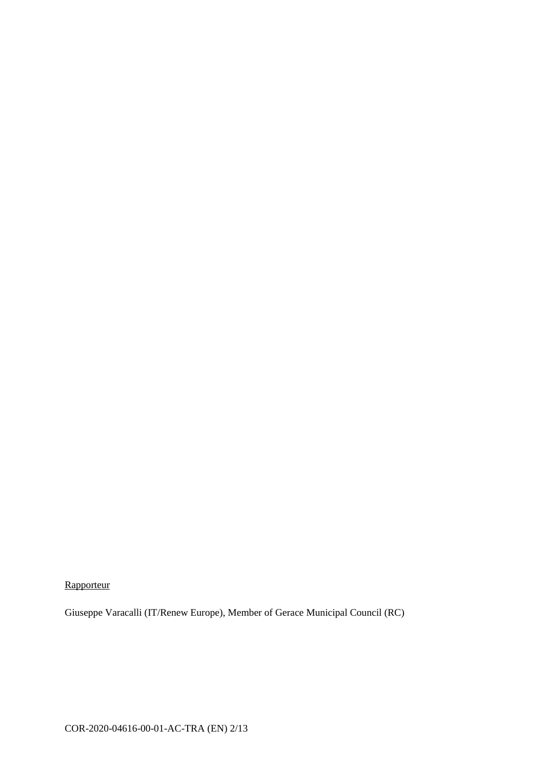<u>Rapporteur</u>

Giuseppe Varacalli (IT/Renew Europe), Member of Gerace Municipal Council (RC)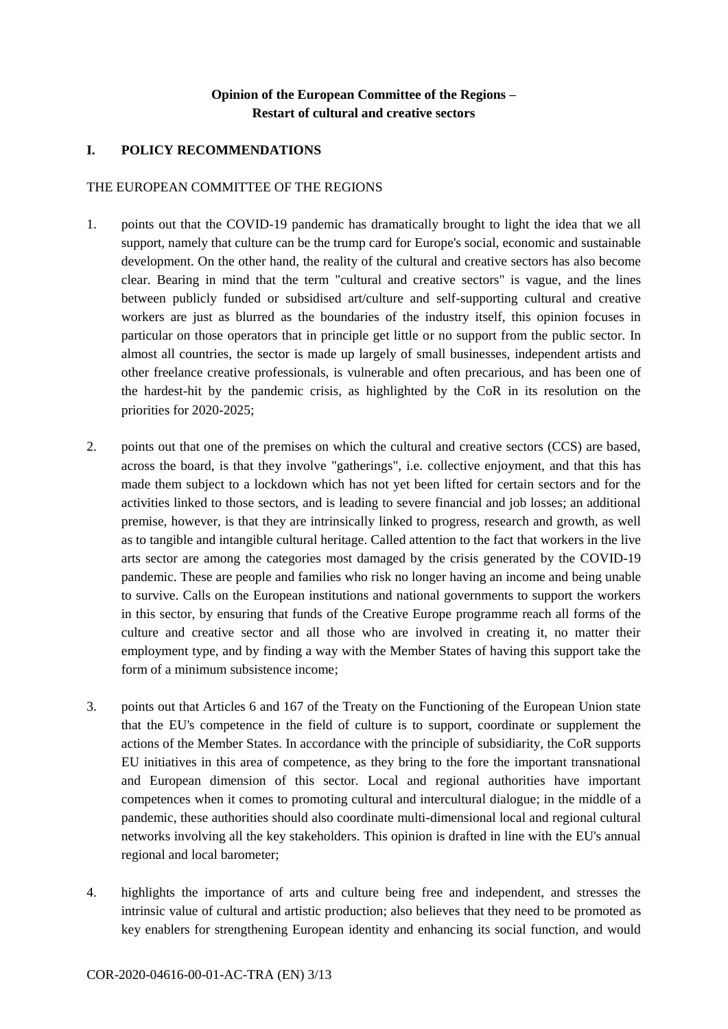**Opinion of the European Committee of the Regions –**
**Restart of cultural and creative sectors**

## I. POLICY RECOMMENDATIONS

THE EUROPEAN COMMITTEE OF THE REGIONS

1. points out that the COVID-19 pandemic has dramatically brought to light the idea that we all support, namely that culture can be the trump card for Europe's social, economic and sustainable development. On the other hand, the reality of the cultural and creative sectors has also become clear. Bearing in mind that the term "cultural and creative sectors" is vague, and the lines between publicly funded or subsidised art/culture and self-supporting cultural and creative workers are just as blurred as the boundaries of the industry itself, this opinion focuses in particular on those operators that in principle get little or no support from the public sector. In almost all countries, the sector is made up largely of small businesses, independent artists and other freelance creative professionals, is vulnerable and often precarious, and has been one of the hardest-hit by the pandemic crisis, as highlighted by the CoR in its resolution on the priorities for 2020-2025;

2. points out that one of the premises on which the cultural and creative sectors (CCS) are based, across the board, is that they involve "gatherings", i.e. collective enjoyment, and that this has made them subject to a lockdown which has not yet been lifted for certain sectors and for the activities linked to those sectors, and is leading to severe financial and job losses; an additional premise, however, is that they are intrinsically linked to progress, research and growth, as well as to tangible and intangible cultural heritage. Called attention to the fact that workers in the live arts sector are among the categories most damaged by the crisis generated by the COVID-19 pandemic. These are people and families who risk no longer having an income and being unable to survive. Calls on the European institutions and national governments to support the workers in this sector, by ensuring that funds of the Creative Europe programme reach all forms of the culture and creative sector and all those who are involved in creating it, no matter their employment type, and by finding a way with the Member States of having this support take the form of a minimum subsistence income;

3. points out that Articles 6 and 167 of the Treaty on the Functioning of the European Union state that the EU's competence in the field of culture is to support, coordinate or supplement the actions of the Member States. In accordance with the principle of subsidiarity, the CoR supports EU initiatives in this area of competence, as they bring to the fore the important transnational and European dimension of this sector. Local and regional authorities have important competences when it comes to promoting cultural and intercultural dialogue; in the middle of a pandemic, these authorities should also coordinate multi-dimensional local and regional cultural networks involving all the key stakeholders. This opinion is drafted in line with the EU's annual regional and local barometer;

4. highlights the importance of arts and culture being free and independent, and stresses the intrinsic value of cultural and artistic production; also believes that they need to be promoted as key enablers for strengthening European identity and enhancing its social function, and would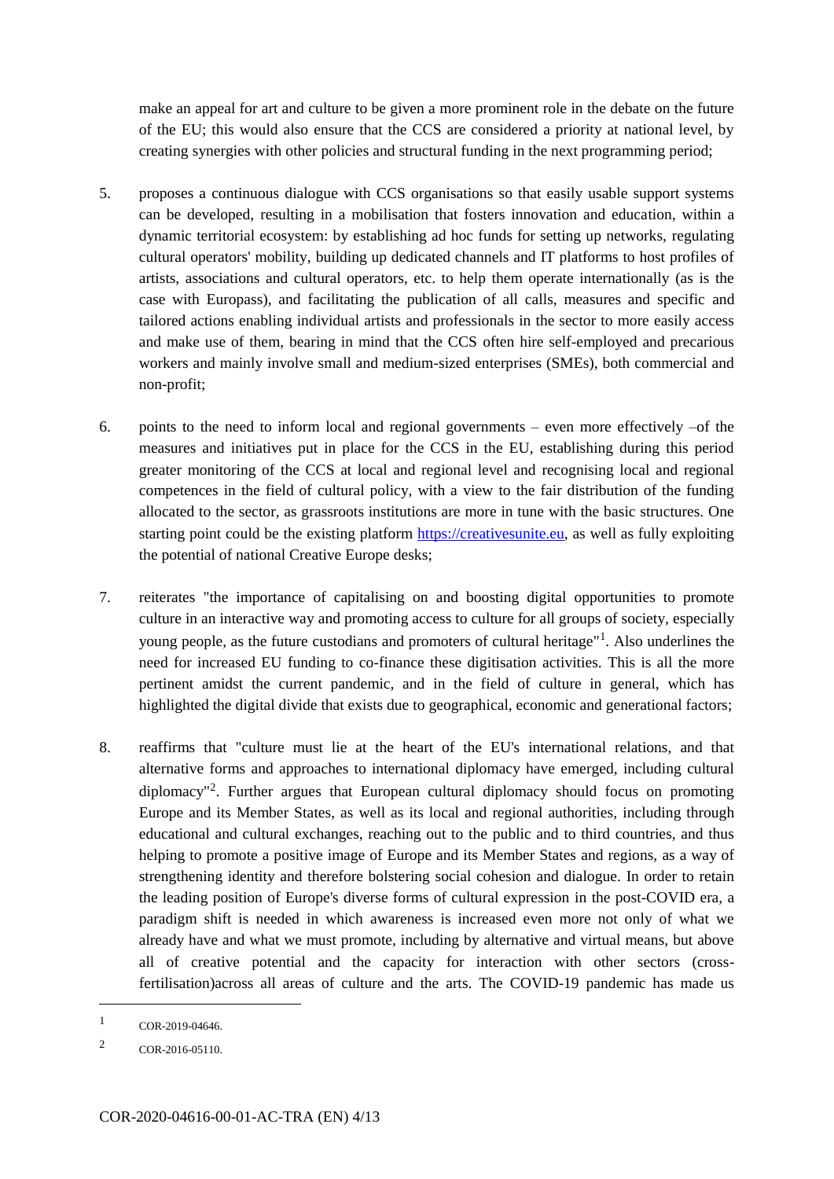make an appeal for art and culture to be given a more prominent role in the debate on the future of the EU; this would also ensure that the CCS are considered a priority at national level, by creating synergies with other policies and structural funding in the next programming period;

5. proposes a continuous dialogue with CCS organisations so that easily usable support systems can be developed, resulting in a mobilisation that fosters innovation and education, within a dynamic territorial ecosystem: by establishing ad hoc funds for setting up networks, regulating cultural operators' mobility, building up dedicated channels and IT platforms to host profiles of artists, associations and cultural operators, etc. to help them operate internationally (as is the case with Europass), and facilitating the publication of all calls, measures and specific and tailored actions enabling individual artists and professionals in the sector to more easily access and make use of them, bearing in mind that the CCS often hire self-employed and precarious workers and mainly involve small and medium-sized enterprises (SMEs), both commercial and non-profit;

6. points to the need to inform local and regional governments – even more effectively –of the measures and initiatives put in place for the CCS in the EU, establishing during this period greater monitoring of the CCS at local and regional level and recognising local and regional competences in the field of cultural policy, with a view to the fair distribution of the funding allocated to the sector, as grassroots institutions are more in tune with the basic structures. One starting point could be the existing platform [https://creativesunite.eu](https://creativesunite.eu), as well as fully exploiting the potential of national Creative Europe desks;

7. reiterates "the importance of capitalising on and boosting digital opportunities to promote culture in an interactive way and promoting access to culture for all groups of society, especially young people, as the future custodians and promoters of cultural heritage"[1]. Also underlines the need for increased EU funding to co-finance these digitisation activities. This is all the more pertinent amidst the current pandemic, and in the field of culture in general, which has highlighted the digital divide that exists due to geographical, economic and generational factors;

8. reaffirms that "culture must lie at the heart of the EU's international relations, and that alternative forms and approaches to international diplomacy have emerged, including cultural diplomacy"[2]. Further argues that European cultural diplomacy should focus on promoting Europe and its Member States, as well as its local and regional authorities, including through educational and cultural exchanges, reaching out to the public and to third countries, and thus helping to promote a positive image of Europe and its Member States and regions, as a way of strengthening identity and therefore bolstering social cohesion and dialogue. In order to retain the leading position of Europe's diverse forms of cultural expression in the post-COVID era, a paradigm shift is needed in which awareness is increased even more not only of what we already have and what we must promote, including by alternative and virtual means, but above all of creative potential and the capacity for interaction with other sectors (cross-fertilisation)across all areas of culture and the arts. The COVID-19 pandemic has made us

---

[1] COR-2019-04646.

[2] COR-2016-05110.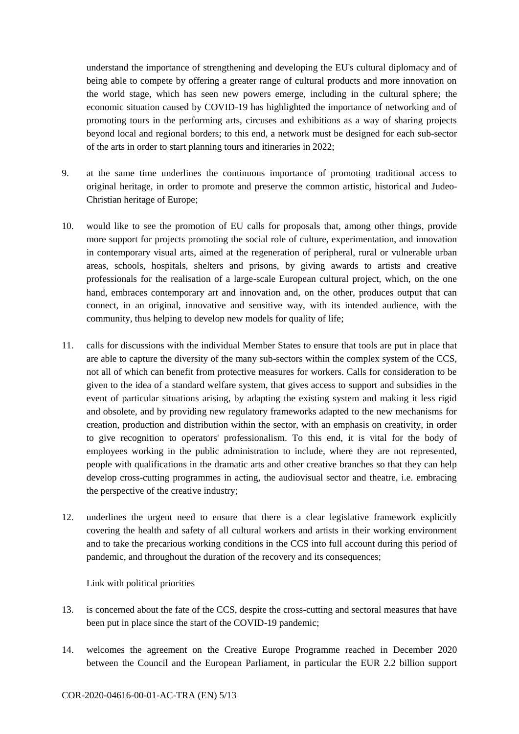understand the importance of strengthening and developing the EU's cultural diplomacy and of being able to compete by offering a greater range of cultural products and more innovation on the world stage, which has seen new powers emerge, including in the cultural sphere; the economic situation caused by COVID-19 has highlighted the importance of networking and of promoting tours in the performing arts, circuses and exhibitions as a way of sharing projects beyond local and regional borders; to this end, a network must be designed for each sub-sector of the arts in order to start planning tours and itineraries in 2022;

9. at the same time underlines the continuous importance of promoting traditional access to original heritage, in order to promote and preserve the common artistic, historical and Judeo-Christian heritage of Europe;

10. would like to see the promotion of EU calls for proposals that, among other things, provide more support for projects promoting the social role of culture, experimentation, and innovation in contemporary visual arts, aimed at the regeneration of peripheral, rural or vulnerable urban areas, schools, hospitals, shelters and prisons, by giving awards to artists and creative professionals for the realisation of a large-scale European cultural project, which, on the one hand, embraces contemporary art and innovation and, on the other, produces output that can connect, in an original, innovative and sensitive way, with its intended audience, with the community, thus helping to develop new models for quality of life;

11. calls for discussions with the individual Member States to ensure that tools are put in place that are able to capture the diversity of the many sub-sectors within the complex system of the CCS, not all of which can benefit from protective measures for workers. Calls for consideration to be given to the idea of a standard welfare system, that gives access to support and subsidies in the event of particular situations arising, by adapting the existing system and making it less rigid and obsolete, and by providing new regulatory frameworks adapted to the new mechanisms for creation, production and distribution within the sector, with an emphasis on creativity, in order to give recognition to operators' professionalism. To this end, it is vital for the body of employees working in the public administration to include, where they are not represented, people with qualifications in the dramatic arts and other creative branches so that they can help develop cross-cutting programmes in acting, the audiovisual sector and theatre, i.e. embracing the perspective of the creative industry;

12. underlines the urgent need to ensure that there is a clear legislative framework explicitly covering the health and safety of all cultural workers and artists in their working environment and to take the precarious working conditions in the CCS into full account during this period of pandemic, and throughout the duration of the recovery and its consequences;

Link with political priorities

13. is concerned about the fate of the CCS, despite the cross-cutting and sectoral measures that have been put in place since the start of the COVID-19 pandemic;

14. welcomes the agreement on the Creative Europe Programme reached in December 2020 between the Council and the European Parliament, in particular the EUR 2.2 billion support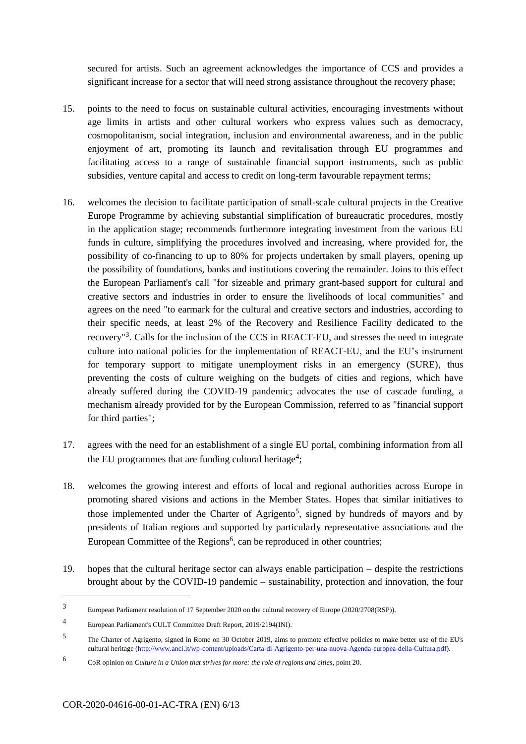secured for artists. Such an agreement acknowledges the importance of CCS and provides a significant increase for a sector that will need strong assistance throughout the recovery phase;

15. points to the need to focus on sustainable cultural activities, encouraging investments without age limits in artists and other cultural workers who express values such as democracy, cosmopolitanism, social integration, inclusion and environmental awareness, and in the public enjoyment of art, promoting its launch and revitalisation through EU programmes and facilitating access to a range of sustainable financial support instruments, such as public subsidies, venture capital and access to credit on long-term favourable repayment terms;

16. welcomes the decision to facilitate participation of small-scale cultural projects in the Creative Europe Programme by achieving substantial simplification of bureaucratic procedures, mostly in the application stage; recommends furthermore integrating investment from the various EU funds in culture, simplifying the procedures involved and increasing, where provided for, the possibility of co-financing to up to 80% for projects undertaken by small players, opening up the possibility of foundations, banks and institutions covering the remainder. Joins to this effect the European Parliament's call "for sizeable and primary grant-based support for cultural and creative sectors and industries in order to ensure the livelihoods of local communities" and agrees on the need "to earmark for the cultural and creative sectors and industries, according to their specific needs, at least 2% of the Recovery and Resilience Facility dedicated to the recovery"[3]. Calls for the inclusion of the CCS in REACT-EU, and stresses the need to integrate culture into national policies for the implementation of REACT-EU, and the EU's instrument for temporary support to mitigate unemployment risks in an emergency (SURE), thus preventing the costs of culture weighing on the budgets of cities and regions, which have already suffered during the COVID-19 pandemic; advocates the use of cascade funding, a mechanism already provided for by the European Commission, referred to as "financial support for third parties";

17. agrees with the need for an establishment of a single EU portal, combining information from all the EU programmes that are funding cultural heritage[4];

18. welcomes the growing interest and efforts of local and regional authorities across Europe in promoting shared visions and actions in the Member States. Hopes that similar initiatives to those implemented under the Charter of Agrigento[5], signed by hundreds of mayors and by presidents of Italian regions and supported by particularly representative associations and the European Committee of the Regions[6], can be reproduced in other countries;

19. hopes that the cultural heritage sector can always enable participation – despite the restrictions brought about by the COVID-19 pandemic – sustainability, protection and innovation, the four

---

[3] European Parliament resolution of 17 September 2020 on the cultural recovery of Europe (2020/2708(RSP)).

[4] European Parliament's CULT Committee Draft Report, 2019/2194(INI).

[5] The Charter of Agrigento, signed in Rome on 30 October 2019, aims to promote effective policies to make better use of the EU's cultural heritage (http://www.anci.it/wp-content/uploads/Carta-di-Agrigento-per-una-nuova-Agenda-europea-della-Cultura.pdf).

[6] CoR opinion on *Culture in a Union that strives for more: the role of regions and cities*, point 20.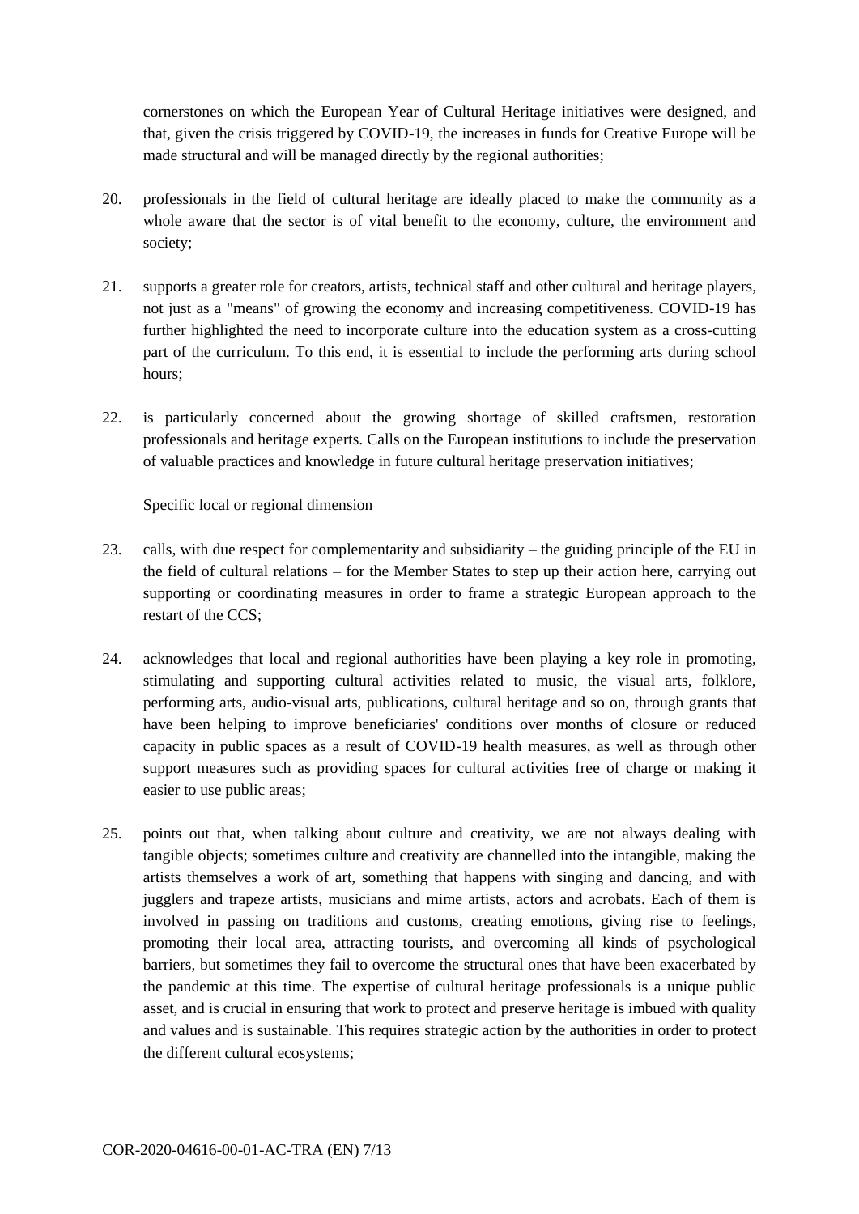cornerstones on which the European Year of Cultural Heritage initiatives were designed, and that, given the crisis triggered by COVID-19, the increases in funds for Creative Europe will be made structural and will be managed directly by the regional authorities;

20. professionals in the field of cultural heritage are ideally placed to make the community as a whole aware that the sector is of vital benefit to the economy, culture, the environment and society;

21. supports a greater role for creators, artists, technical staff and other cultural and heritage players, not just as a "means" of growing the economy and increasing competitiveness. COVID-19 has further highlighted the need to incorporate culture into the education system as a cross-cutting part of the curriculum. To this end, it is essential to include the performing arts during school hours;

22. is particularly concerned about the growing shortage of skilled craftsmen, restoration professionals and heritage experts. Calls on the European institutions to include the preservation of valuable practices and knowledge in future cultural heritage preservation initiatives;

Specific local or regional dimension

23. calls, with due respect for complementarity and subsidiarity – the guiding principle of the EU in the field of cultural relations – for the Member States to step up their action here, carrying out supporting or coordinating measures in order to frame a strategic European approach to the restart of the CCS;

24. acknowledges that local and regional authorities have been playing a key role in promoting, stimulating and supporting cultural activities related to music, the visual arts, folklore, performing arts, audio-visual arts, publications, cultural heritage and so on, through grants that have been helping to improve beneficiaries' conditions over months of closure or reduced capacity in public spaces as a result of COVID-19 health measures, as well as through other support measures such as providing spaces for cultural activities free of charge or making it easier to use public areas;

25. points out that, when talking about culture and creativity, we are not always dealing with tangible objects; sometimes culture and creativity are channelled into the intangible, making the artists themselves a work of art, something that happens with singing and dancing, and with jugglers and trapeze artists, musicians and mime artists, actors and acrobats. Each of them is involved in passing on traditions and customs, creating emotions, giving rise to feelings, promoting their local area, attracting tourists, and overcoming all kinds of psychological barriers, but sometimes they fail to overcome the structural ones that have been exacerbated by the pandemic at this time. The expertise of cultural heritage professionals is a unique public asset, and is crucial in ensuring that work to protect and preserve heritage is imbued with quality and values and is sustainable. This requires strategic action by the authorities in order to protect the different cultural ecosystems;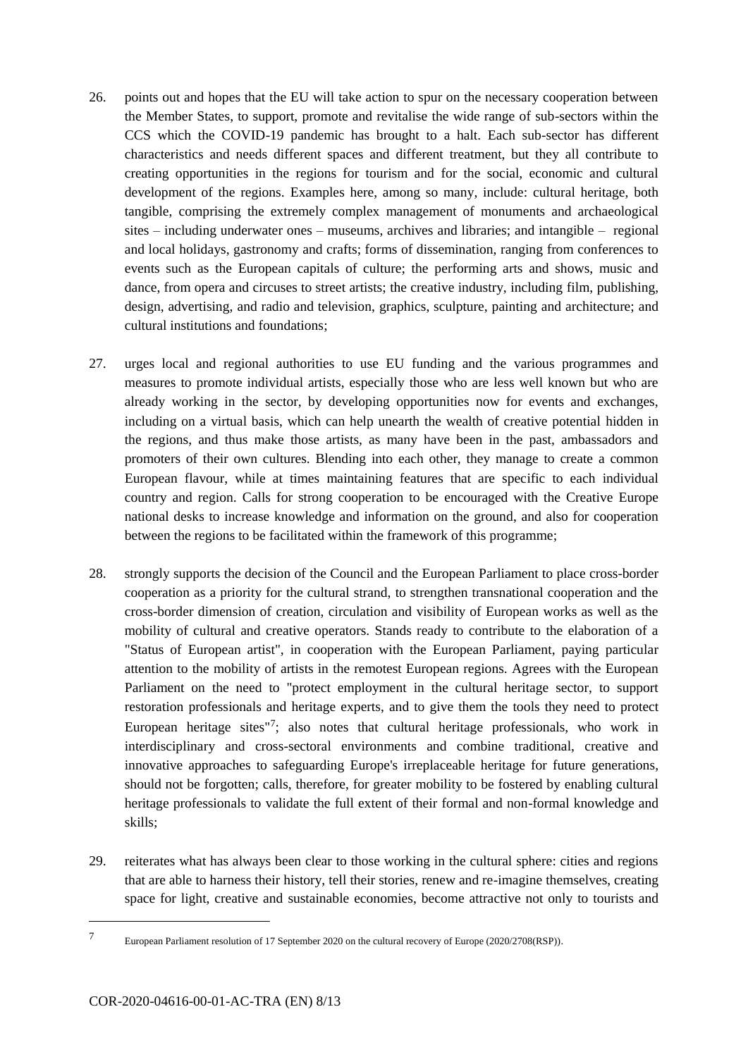26. points out and hopes that the EU will take action to spur on the necessary cooperation between the Member States, to support, promote and revitalise the wide range of sub-sectors within the CCS which the COVID-19 pandemic has brought to a halt. Each sub-sector has different characteristics and needs different spaces and different treatment, but they all contribute to creating opportunities in the regions for tourism and for the social, economic and cultural development of the regions. Examples here, among so many, include: cultural heritage, both tangible, comprising the extremely complex management of monuments and archaeological sites – including underwater ones – museums, archives and libraries; and intangible – regional and local holidays, gastronomy and crafts; forms of dissemination, ranging from conferences to events such as the European capitals of culture; the performing arts and shows, music and dance, from opera and circuses to street artists; the creative industry, including film, publishing, design, advertising, and radio and television, graphics, sculpture, painting and architecture; and cultural institutions and foundations;

27. urges local and regional authorities to use EU funding and the various programmes and measures to promote individual artists, especially those who are less well known but who are already working in the sector, by developing opportunities now for events and exchanges, including on a virtual basis, which can help unearth the wealth of creative potential hidden in the regions, and thus make those artists, as many have been in the past, ambassadors and promoters of their own cultures. Blending into each other, they manage to create a common European flavour, while at times maintaining features that are specific to each individual country and region. Calls for strong cooperation to be encouraged with the Creative Europe national desks to increase knowledge and information on the ground, and also for cooperation between the regions to be facilitated within the framework of this programme;

28. strongly supports the decision of the Council and the European Parliament to place cross-border cooperation as a priority for the cultural strand, to strengthen transnational cooperation and the cross-border dimension of creation, circulation and visibility of European works as well as the mobility of cultural and creative operators. Stands ready to contribute to the elaboration of a "Status of European artist", in cooperation with the European Parliament, paying particular attention to the mobility of artists in the remotest European regions. Agrees with the European Parliament on the need to "protect employment in the cultural heritage sector, to support restoration professionals and heritage experts, and to give them the tools they need to protect European heritage sites"[7]; also notes that cultural heritage professionals, who work in interdisciplinary and cross-sectoral environments and combine traditional, creative and innovative approaches to safeguarding Europe's irreplaceable heritage for future generations, should not be forgotten; calls, therefore, for greater mobility to be fostered by enabling cultural heritage professionals to validate the full extent of their formal and non-formal knowledge and skills;

29. reiterates what has always been clear to those working in the cultural sphere: cities and regions that are able to harness their history, tell their stories, renew and re-imagine themselves, creating space for light, creative and sustainable economies, become attractive not only to tourists and

---

[7] European Parliament resolution of 17 September 2020 on the cultural recovery of Europe (2020/2708(RSP)).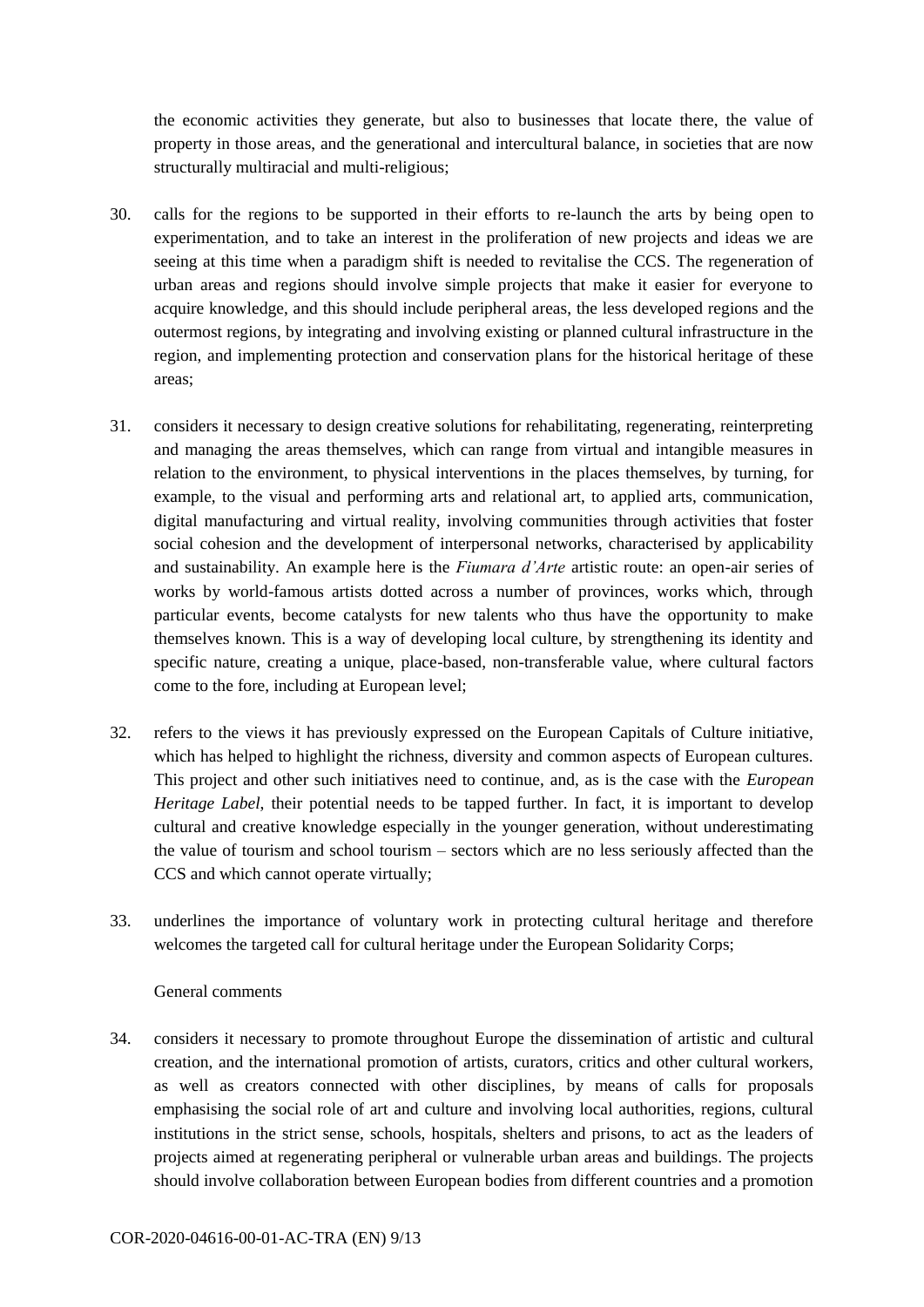the economic activities they generate, but also to businesses that locate there, the value of property in those areas, and the generational and intercultural balance, in societies that are now structurally multiracial and multi-religious;

30. calls for the regions to be supported in their efforts to re-launch the arts by being open to experimentation, and to take an interest in the proliferation of new projects and ideas we are seeing at this time when a paradigm shift is needed to revitalise the CCS. The regeneration of urban areas and regions should involve simple projects that make it easier for everyone to acquire knowledge, and this should include peripheral areas, the less developed regions and the outermost regions, by integrating and involving existing or planned cultural infrastructure in the region, and implementing protection and conservation plans for the historical heritage of these areas;

31. considers it necessary to design creative solutions for rehabilitating, regenerating, reinterpreting and managing the areas themselves, which can range from virtual and intangible measures in relation to the environment, to physical interventions in the places themselves, by turning, for example, to the visual and performing arts and relational art, to applied arts, communication, digital manufacturing and virtual reality, involving communities through activities that foster social cohesion and the development of interpersonal networks, characterised by applicability and sustainability. An example here is the *Fiumara d'Arte* artistic route: an open-air series of works by world-famous artists dotted across a number of provinces, works which, through particular events, become catalysts for new talents who thus have the opportunity to make themselves known. This is a way of developing local culture, by strengthening its identity and specific nature, creating a unique, place-based, non-transferable value, where cultural factors come to the fore, including at European level;

32. refers to the views it has previously expressed on the European Capitals of Culture initiative, which has helped to highlight the richness, diversity and common aspects of European cultures. This project and other such initiatives need to continue, and, as is the case with the *European Heritage Label*, their potential needs to be tapped further. In fact, it is important to develop cultural and creative knowledge especially in the younger generation, without underestimating the value of tourism and school tourism – sectors which are no less seriously affected than the CCS and which cannot operate virtually;

33. underlines the importance of voluntary work in protecting cultural heritage and therefore welcomes the targeted call for cultural heritage under the European Solidarity Corps;

General comments

34. considers it necessary to promote throughout Europe the dissemination of artistic and cultural creation, and the international promotion of artists, curators, critics and other cultural workers, as well as creators connected with other disciplines, by means of calls for proposals emphasising the social role of art and culture and involving local authorities, regions, cultural institutions in the strict sense, schools, hospitals, shelters and prisons, to act as the leaders of projects aimed at regenerating peripheral or vulnerable urban areas and buildings. The projects should involve collaboration between European bodies from different countries and a promotion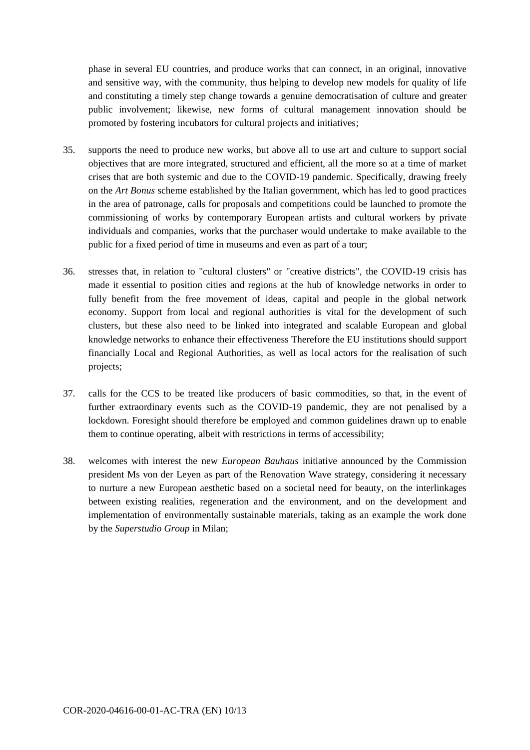phase in several EU countries, and produce works that can connect, in an original, innovative and sensitive way, with the community, thus helping to develop new models for quality of life and constituting a timely step change towards a genuine democratisation of culture and greater public involvement; likewise, new forms of cultural management innovation should be promoted by fostering incubators for cultural projects and initiatives;

35. supports the need to produce new works, but above all to use art and culture to support social objectives that are more integrated, structured and efficient, all the more so at a time of market crises that are both systemic and due to the COVID-19 pandemic. Specifically, drawing freely on the *Art Bonus* scheme established by the Italian government, which has led to good practices in the area of patronage, calls for proposals and competitions could be launched to promote the commissioning of works by contemporary European artists and cultural workers by private individuals and companies, works that the purchaser would undertake to make available to the public for a fixed period of time in museums and even as part of a tour;

36. stresses that, in relation to "cultural clusters" or "creative districts", the COVID-19 crisis has made it essential to position cities and regions at the hub of knowledge networks in order to fully benefit from the free movement of ideas, capital and people in the global network economy. Support from local and regional authorities is vital for the development of such clusters, but these also need to be linked into integrated and scalable European and global knowledge networks to enhance their effectiveness Therefore the EU institutions should support financially Local and Regional Authorities, as well as local actors for the realisation of such projects;

37. calls for the CCS to be treated like producers of basic commodities, so that, in the event of further extraordinary events such as the COVID-19 pandemic, they are not penalised by a lockdown. Foresight should therefore be employed and common guidelines drawn up to enable them to continue operating, albeit with restrictions in terms of accessibility;

38. welcomes with interest the new *European Bauhaus* initiative announced by the Commission president Ms von der Leyen as part of the Renovation Wave strategy, considering it necessary to nurture a new European aesthetic based on a societal need for beauty, on the interlinkages between existing realities, regeneration and the environment, and on the development and implementation of environmentally sustainable materials, taking as an example the work done by the *Superstudio Group* in Milan;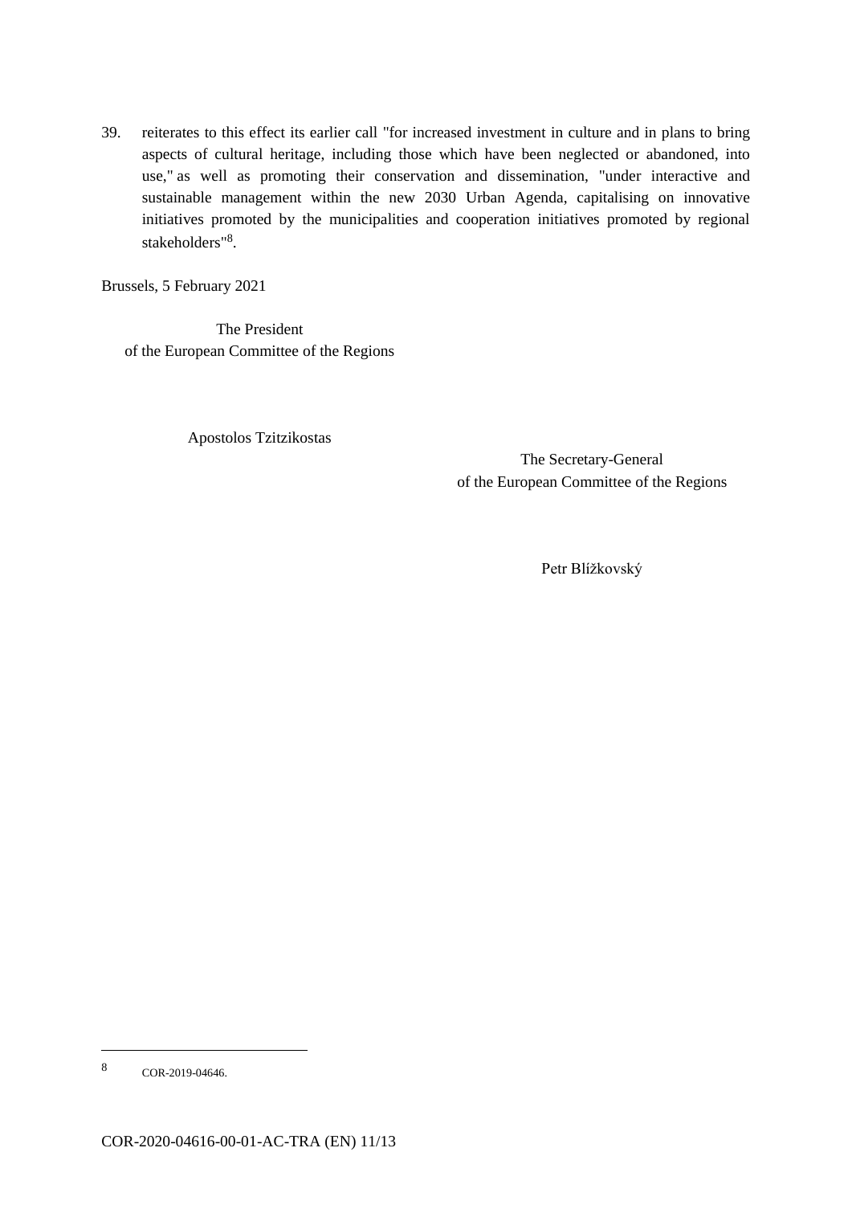39. reiterates to this effect its earlier call "for increased investment in culture and in plans to bring aspects of cultural heritage, including those which have been neglected or abandoned, into use," as well as promoting their conservation and dissemination, "under interactive and sustainable management within the new 2030 Urban Agenda, capitalising on innovative initiatives promoted by the municipalities and cooperation initiatives promoted by regional stakeholders"[8].

Brussels, 5 February 2021

The President
of the European Committee of the Regions

Apostolos Tzitzikostas

The Secretary-General
of the European Committee of the Regions

Petr Blížkovský

---

8 COR-2019-04646.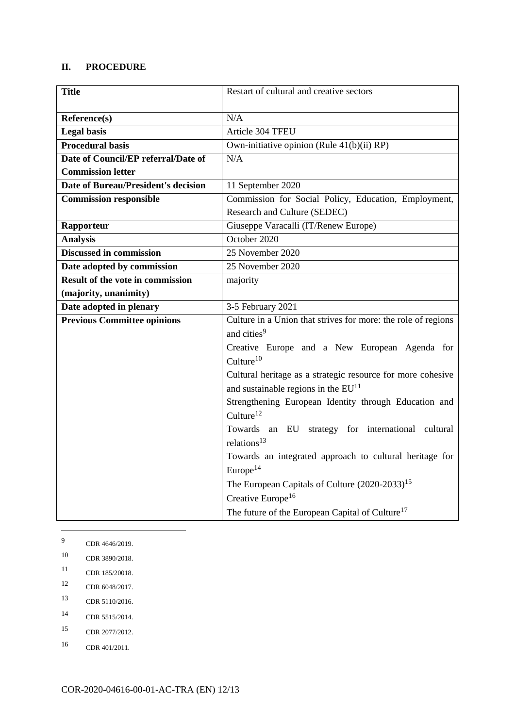## II. PROCEDURE

| **Title** | Restart of cultural and creative sectors |
|---|---|
| **Reference(s)** | N/A |
| **Legal basis** | Article 304 TFEU |
| **Procedural basis** | Own-initiative opinion (Rule 41(b)(ii) RP) |
| **Date of Council/EP referral/Date of Commission letter** | N/A |
| **Date of Bureau/President's decision** | 11 September 2020 |
| **Commission responsible** | Commission for Social Policy, Education, Employment, Research and Culture (SEDEC) |
| **Rapporteur** | Giuseppe Varacalli (IT/Renew Europe) |
| **Analysis** | October 2020 |
| **Discussed in commission** | 25 November 2020 |
| **Date adopted by commission** | 25 November 2020 |
| **Result of the vote in commission (majority, unanimity)** | majority |
| **Date adopted in plenary** | 3-5 February 2021 |
| **Previous Committee opinions** | Culture in a Union that strives for more: the role of regions and cities[9]<br>Creative Europe and a New European Agenda for Culture[10]<br>Cultural heritage as a strategic resource for more cohesive and sustainable regions in the EU[11]<br>Strengthening European Identity through Education and Culture[12]<br>Towards an EU strategy for international cultural relations[13]<br>Towards an integrated approach to cultural heritage for Europe[14]<br>The European Capitals of Culture (2020-2033)[15]<br>Creative Europe[16]<br>The future of the European Capital of Culture[17] |

---

[9] CDR 4646/2019.

[10] CDR 3890/2018.

[11] CDR 185/20018.

[12] CDR 6048/2017.

[13] CDR 5110/2016.

[14] CDR 5515/2014.

[15] CDR 2077/2012.

[16] CDR 401/2011.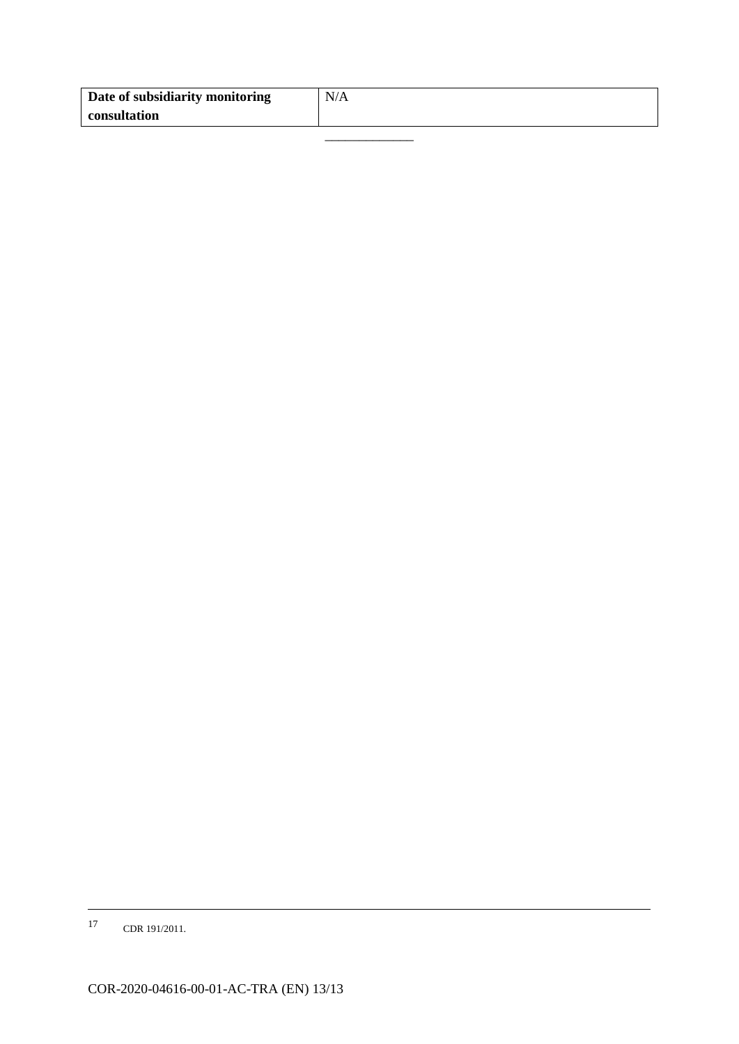| | |
|---|---|
| **Date of subsidiarity monitoring consultation** | N/A |

_____________

[17] CDR 191/2011.